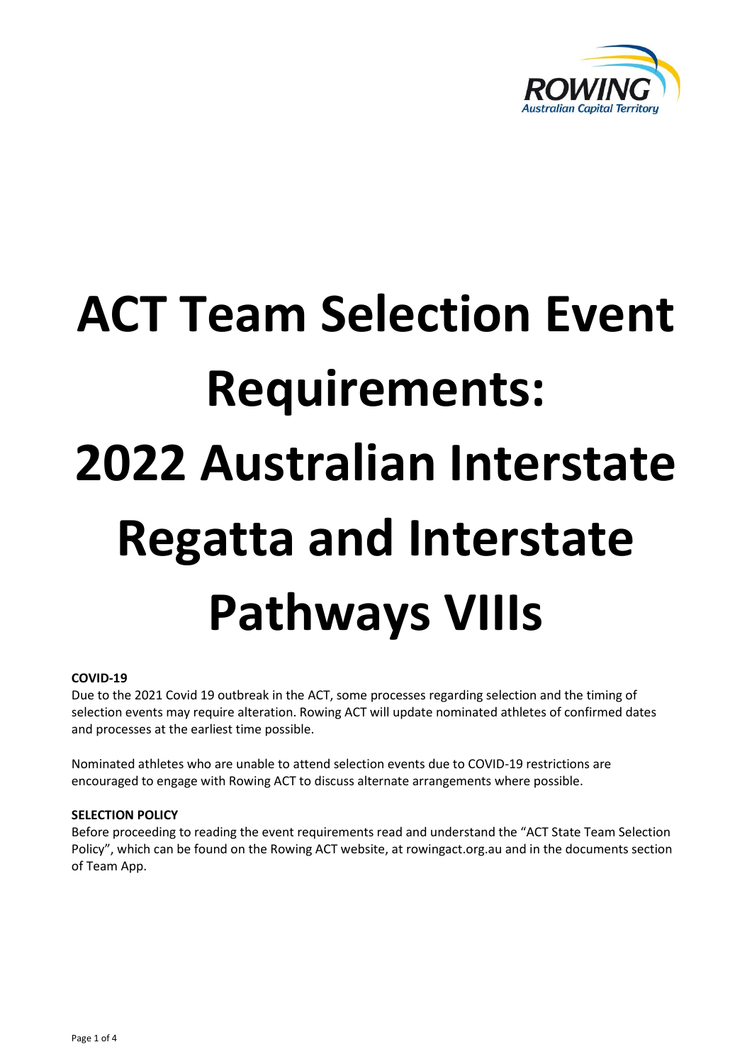# ACT Team Selection Event Requirements: 2022 Australian Interstate Regatta and Interstate Pathways VIIIs

**COVID-19**

Due to the 2021 Covid 19 outbreak in the ACT, some processes regarding selection and the timing of selection events may require alteration. Rowing ACT will update nominated athletes of confirmed dates and processes at the earliest time possible.

Nominated athletes who are unable to attend selection events due to COVID-19 restrictions are encouraged to engage with Rowing ACT to discuss alternate arrangements where possible.

**SELECTION POLICY**

Before proceeding to reading the event requirements read and understand the "ACT State Team Selection Policy", which can be found on the Rowing ACT website, at rowingact.org.au and in the documents section of Team App.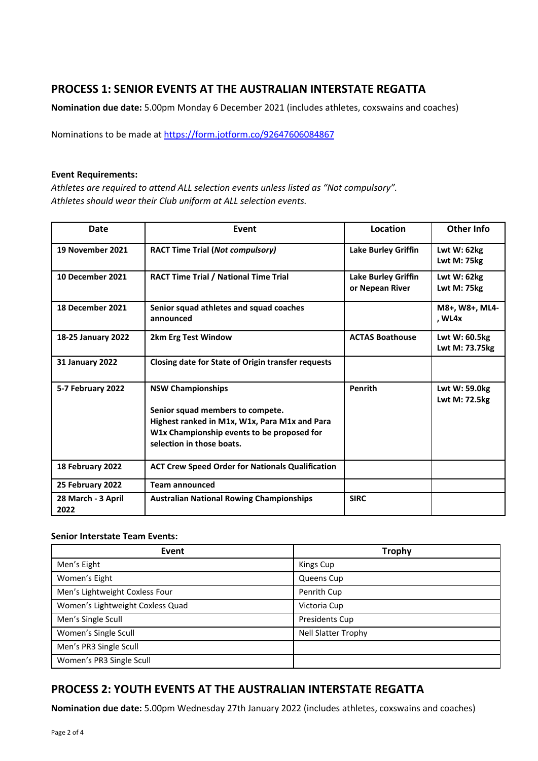## PROCESS 1: SENIOR EVENTS AT THE AUSTRALIAN INTERSTATE REGATTA

**Nomination due date:** 5.00pm Monday 6 December 2021 (includes athletes, coxswains and coaches)

Nominations to be made at https://form.jotform.co/92647606084867

**Event Requirements:**

*Athletes are required to attend ALL selection events unless listed as "Not compulsory".*
*Athletes should wear their Club uniform at ALL selection events.*

| Date | Event | Location | Other Info |
|---|---|---|---|
| **19 November 2021** | **RACT Time Trial (*Not compulsory)*** | **Lake Burley Griffin** | **Lwt W: 62kg**<br>**Lwt M: 75kg** |
| **10 December 2021** | **RACT Time Trial / National Time Trial** | **Lake Burley Griffin or Nepean River** | **Lwt W: 62kg**<br>**Lwt M: 75kg** |
| **18 December 2021** | **Senior squad athletes and squad coaches announced** | | **M8+, W8+, ML4-, WL4x** |
| **18-25 January 2022** | **2km Erg Test Window** | **ACTAS Boathouse** | **Lwt W: 60.5kg**<br>**Lwt M: 73.75kg** |
| **31 January 2022** | **Closing date for State of Origin transfer requests** | | |
| **5-7 February 2022** | **NSW Championships**<br><br>**Senior squad members to compete.**<br>**Highest ranked in M1x, W1x, Para M1x and Para W1x Championship events to be proposed for selection in those boats.** | **Penrith** | **Lwt W: 59.0kg**<br>**Lwt M: 72.5kg** |
| **18 February 2022** | **ACT Crew Speed Order for Nationals Qualification** | | |
| **25 February 2022** | **Team announced** | | |
| **28 March - 3 April 2022** | **Australian National Rowing Championships** | **SIRC** | |

**Senior Interstate Team Events:**

| Event | Trophy |
|---|---|
| Men's Eight | Kings Cup |
| Women's Eight | Queens Cup |
| Men's Lightweight Coxless Four | Penrith Cup |
| Women's Lightweight Coxless Quad | Victoria Cup |
| Men's Single Scull | Presidents Cup |
| Women's Single Scull | Nell Slatter Trophy |
| Men's PR3 Single Scull | |
| Women's PR3 Single Scull | |

## PROCESS 2: YOUTH EVENTS AT THE AUSTRALIAN INTERSTATE REGATTA

**Nomination due date:** 5.00pm Wednesday 27th January 2022 (includes athletes, coxswains and coaches)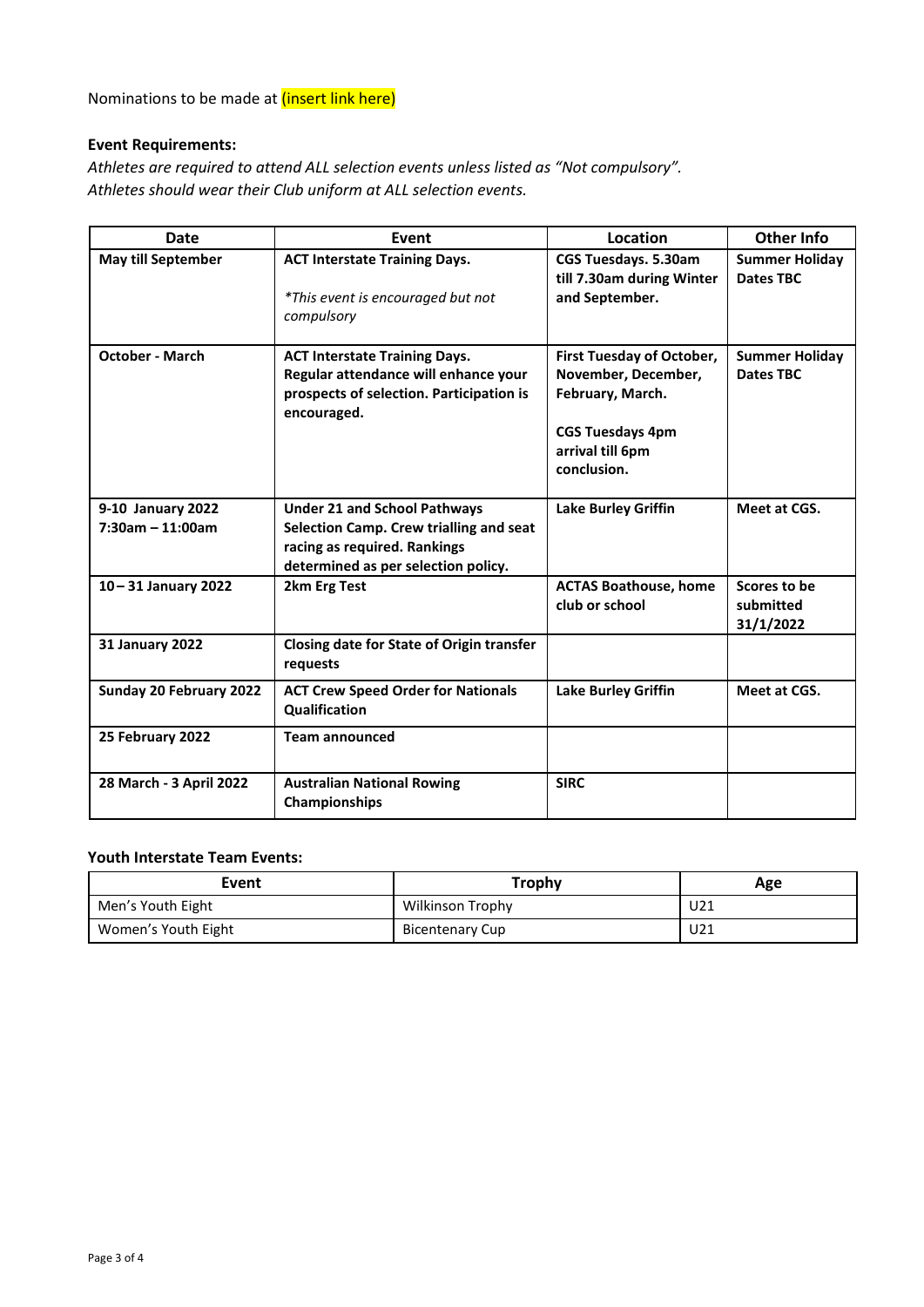Nominations to be made at (insert link here)

**Event Requirements:**

*Athletes are required to attend ALL selection events unless listed as "Not compulsory".*
*Athletes should wear their Club uniform at ALL selection events.*

| Date | Event | Location | Other Info |
|---|---|---|---|
| **May till September** | **ACT Interstate Training Days.** *\*This event is encouraged but not compulsory* | **CGS Tuesdays. 5.30am till 7.30am during Winter and September.** | **Summer Holiday Dates TBC** |
| **October - March** | **ACT Interstate Training Days. Regular attendance will enhance your prospects of selection. Participation is encouraged.** | **First Tuesday of October, November, December, February, March.** **CGS Tuesdays 4pm arrival till 6pm conclusion.** | **Summer Holiday Dates TBC** |
| **9-10 January 2022 7:30am – 11:00am** | **Under 21 and School Pathways Selection Camp. Crew trialling and seat racing as required. Rankings determined as per selection policy.** | **Lake Burley Griffin** | **Meet at CGS.** |
| **10 – 31 January 2022** | **2km Erg Test** | **ACTAS Boathouse, home club or school** | **Scores to be submitted 31/1/2022** |
| **31 January 2022** | **Closing date for State of Origin transfer requests** | | |
| **Sunday 20 February 2022** | **ACT Crew Speed Order for Nationals Qualification** | **Lake Burley Griffin** | **Meet at CGS.** |
| **25 February 2022** | **Team announced** | | |
| **28 March - 3 April 2022** | **Australian National Rowing Championships** | **SIRC** | |

**Youth Interstate Team Events:**

| Event | Trophy | Age |
|---|---|---|
| Men's Youth Eight | Wilkinson Trophy | U21 |
| Women's Youth Eight | Bicentenary Cup | U21 |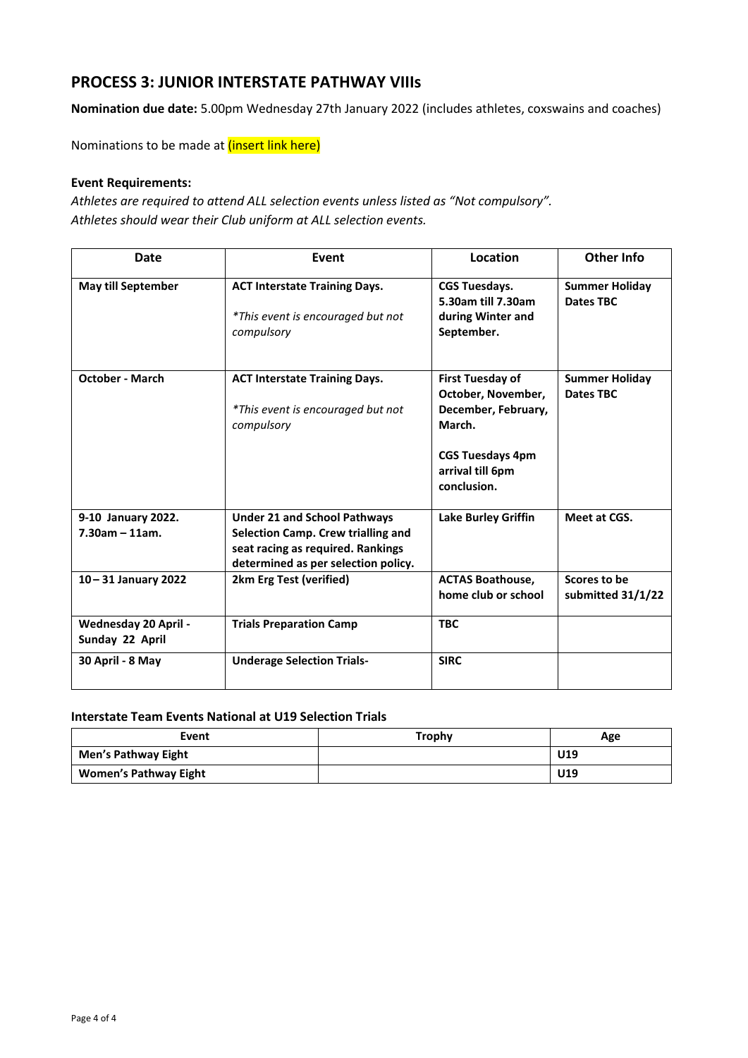## PROCESS 3: JUNIOR INTERSTATE PATHWAY VIIIs

**Nomination due date:** 5.00pm Wednesday 27th January 2022 (includes athletes, coxswains and coaches)

Nominations to be made at (insert link here)

### Event Requirements:

*Athletes are required to attend ALL selection events unless listed as "Not compulsory".*
*Athletes should wear their Club uniform at ALL selection events.*

| Date | Event | Location | Other Info |
|---|---|---|---|
| **May till September** | **ACT Interstate Training Days.**<br><br>*\*This event is encouraged but not compulsory* | **CGS Tuesdays. 5.30am till 7.30am during Winter and September.** | **Summer Holiday Dates TBC** |
| **October - March** | **ACT Interstate Training Days.**<br><br>*\*This event is encouraged but not compulsory* | **First Tuesday of October, November, December, February, March.**<br><br>**CGS Tuesdays 4pm arrival till 6pm conclusion.** | **Summer Holiday Dates TBC** |
| **9-10 January 2022. 7.30am – 11am.** | **Under 21 and School Pathways Selection Camp. Crew trialling and seat racing as required. Rankings determined as per selection policy.** | **Lake Burley Griffin** | **Meet at CGS.** |
| **10 – 31 January 2022** | **2km Erg Test (verified)** | **ACTAS Boathouse, home club or school** | **Scores to be submitted 31/1/22** |
| **Wednesday 20 April - Sunday 22 April** | **Trials Preparation Camp** | **TBC** | |
| **30 April - 8 May** | **Underage Selection Trials-** | **SIRC** | |

### Interstate Team Events National at U19 Selection Trials

| Event | Trophy | Age |
|---|---|---|
| **Men's Pathway Eight** | | **U19** |
| **Women's Pathway Eight** | | **U19** |